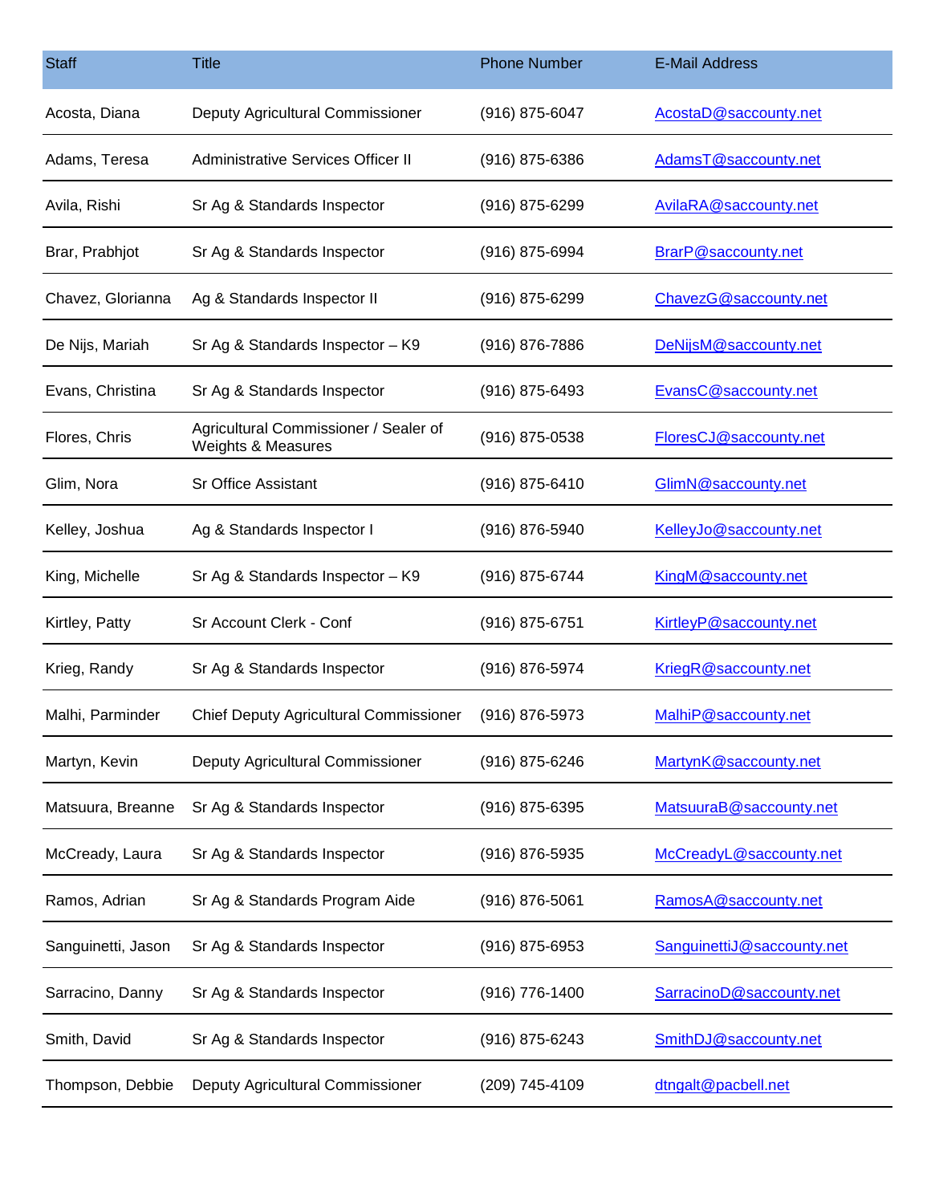| Staff | Title | Phone Number | E-Mail Address |
| --- | --- | --- | --- |
| Acosta, Diana | Deputy Agricultural Commissioner | (916) 875-6047 | AcostaD@saccounty.net |
| Adams, Teresa | Administrative Services Officer II | (916) 875-6386 | AdamsT@saccounty.net |
| Avila, Rishi | Sr Ag & Standards Inspector | (916) 875-6299 | AvilaRA@saccounty.net |
| Brar, Prabhjot | Sr Ag & Standards Inspector | (916) 875-6994 | BrarP@saccounty.net |
| Chavez, Glorianna | Ag & Standards Inspector II | (916) 875-6299 | ChavezG@saccounty.net |
| De Nijs, Mariah | Sr Ag & Standards Inspector – K9 | (916) 876-7886 | DeNijsM@saccounty.net |
| Evans, Christina | Sr Ag & Standards Inspector | (916) 875-6493 | EvansC@saccounty.net |
| Flores, Chris | Agricultural Commissioner / Sealer of Weights & Measures | (916) 875-0538 | FloresCJ@saccounty.net |
| Glim, Nora | Sr Office Assistant | (916) 875-6410 | GlimN@saccounty.net |
| Kelley, Joshua | Ag & Standards Inspector I | (916) 876-5940 | KelleyJo@saccounty.net |
| King, Michelle | Sr Ag & Standards Inspector – K9 | (916) 875-6744 | KingM@saccounty.net |
| Kirtley, Patty | Sr Account Clerk - Conf | (916) 875-6751 | KirtleyP@saccounty.net |
| Krieg, Randy | Sr Ag & Standards Inspector | (916) 876-5974 | KriegR@saccounty.net |
| Malhi, Parminder | Chief Deputy Agricultural Commissioner | (916) 876-5973 | MalhiP@saccounty.net |
| Martyn, Kevin | Deputy Agricultural Commissioner | (916) 875-6246 | MartynK@saccounty.net |
| Matsuura, Breanne | Sr Ag & Standards Inspector | (916) 875-6395 | MatsuuraB@saccounty.net |
| McCready, Laura | Sr Ag & Standards Inspector | (916) 876-5935 | McCreadyL@saccounty.net |
| Ramos, Adrian | Sr Ag & Standards Program Aide | (916) 876-5061 | RamosA@saccounty.net |
| Sanguinetti, Jason | Sr Ag & Standards Inspector | (916) 875-6953 | SanguinettiJ@saccounty.net |
| Sarracino, Danny | Sr Ag & Standards Inspector | (916) 776-1400 | SarracinoD@saccounty.net |
| Smith, David | Sr Ag & Standards Inspector | (916) 875-6243 | SmithDJ@saccounty.net |
| Thompson, Debbie | Deputy Agricultural Commissioner | (209) 745-4109 | dtngalt@pacbell.net |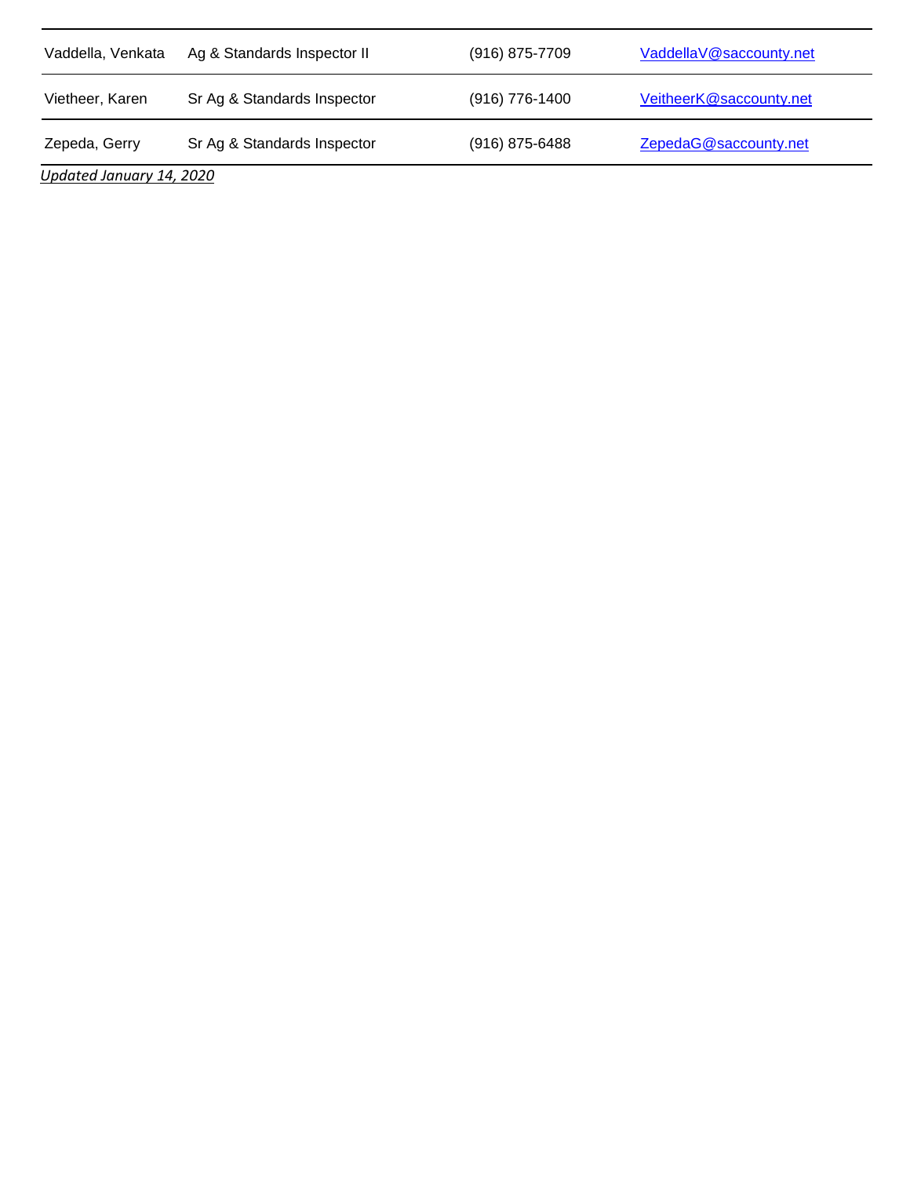| | | | |
|---|---|---|---|
| Vaddella, Venkata | Ag & Standards Inspector II | (916) 875-7709 | VaddellaV@saccounty.net |
| Vietheer, Karen | Sr Ag & Standards Inspector | (916) 776-1400 | VeitheerK@saccounty.net |
| Zepeda, Gerry | Sr Ag & Standards Inspector | (916) 875-6488 | ZepedaG@saccounty.net |

*Updated January 14, 2020*